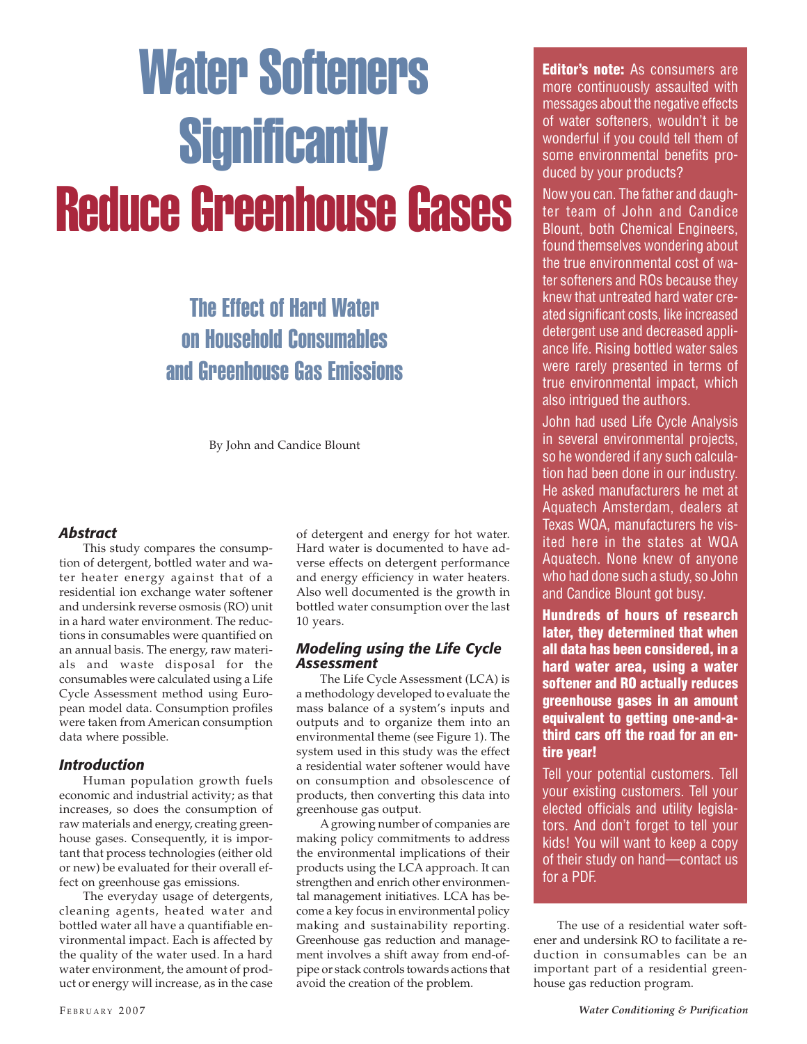# Water Softeners Significantly Reduce Greenhouse Gases

## The Effect of Hard Water on Household Consumables and Greenhouse Gas Emissions

By John and Candice Blount

**Editor's note:** As consumers are more continuously assaulted with messages about the negative effects of water softeners, wouldn't it be wonderful if you could tell them of some environmental benefits produced by your products?

Now you can. The father and daughter team of John and Candice Blount, both Chemical Engineers, found themselves wondering about the true environmental cost of water softeners and ROs because they knew that untreated hard water created significant costs, like increased detergent use and decreased appliance life. Rising bottled water sales were rarely presented in terms of true environmental impact, which also intrigued the authors.

John had used Life Cycle Analysis in several environmental projects, so he wondered if any such calculation had been done in our industry. He asked manufacturers he met at Aquatech Amsterdam, dealers at Texas WQA, manufacturers he visited here in the states at WQA Aquatech. None knew of anyone who had done such a study, so John and Candice Blount got busy.

**Hundreds of hours of research later, they determined that when all data has been considered, in a hard water area, using a water softener and RO actually reduces greenhouse gases in an amount equivalent to getting one-and-a-third cars off the road for an entire year!**

Tell your potential customers. Tell your existing customers. Tell your elected officials and utility legislators. And don't forget to tell your kids! You will want to keep a copy of their study on hand—contact us for a PDF.

### *Abstract*

This study compares the consumption of detergent, bottled water and water heater energy against that of a residential ion exchange water softener and undersink reverse osmosis (RO) unit in a hard water environment. The reductions in consumables were quantified on an annual basis. The energy, raw materials and waste disposal for the consumables were calculated using a Life Cycle Assessment method using European model data. Consumption profiles were taken from American consumption data where possible.

### *Introduction*

Human population growth fuels economic and industrial activity; as that increases, so does the consumption of raw materials and energy, creating greenhouse gases. Consequently, it is important that process technologies (either old or new) be evaluated for their overall effect on greenhouse gas emissions.

The everyday usage of detergents, cleaning agents, heated water and bottled water all have a quantifiable environmental impact. Each is affected by the quality of the water used. In a hard water environment, the amount of product or energy will increase, as in the case of detergent and energy for hot water. Hard water is documented to have adverse effects on detergent performance and energy efficiency in water heaters. Also well documented is the growth in bottled water consumption over the last 10 years.

### *Modeling using the Life Cycle Assessment*

The Life Cycle Assessment (LCA) is a methodology developed to evaluate the mass balance of a system's inputs and outputs and to organize them into an environmental theme (see Figure 1). The system used in this study was the effect a residential water softener would have on consumption and obsolescence of products, then converting this data into greenhouse gas output.

A growing number of companies are making policy commitments to address the environmental implications of their products using the LCA approach. It can strengthen and enrich other environmental management initiatives. LCA has become a key focus in environmental policy making and sustainability reporting. Greenhouse gas reduction and management involves a shift away from end-of-pipe or stack controls towards actions that avoid the creation of the problem.

The use of a residential water softener and undersink RO to facilitate a reduction in consumables can be an important part of a residential greenhouse gas reduction program.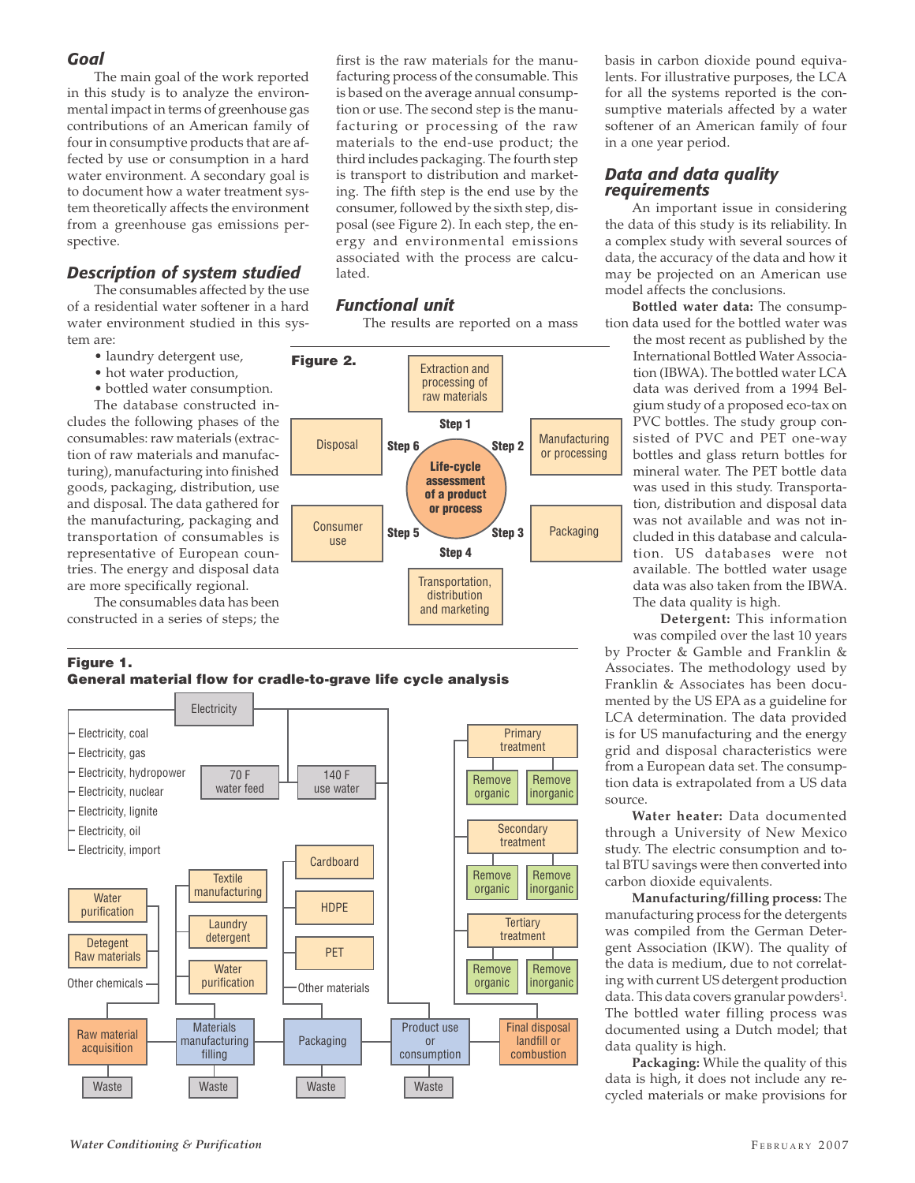## Goal

The main goal of the work reported in this study is to analyze the environmental impact in terms of greenhouse gas contributions of an American family of four in consumptive products that are affected by use or consumption in a hard water environment. A secondary goal is to document how a water treatment system theoretically affects the environment from a greenhouse gas emissions perspective.

## Description of system studied

The consumables affected by the use of a residential water softener in a hard water environment studied in this system are:

- laundry detergent use,
- hot water production,
- bottled water consumption.

The database constructed includes the following phases of the consumables: raw materials (extraction of raw materials and manufacturing), manufacturing into finished goods, packaging, distribution, use and disposal. The data gathered for the manufacturing, packaging and transportation of consumables is representative of European countries. The energy and disposal data are more specifically regional.

The consumables data has been constructed in a series of steps; the first is the raw materials for the manufacturing process of the consumable. This is based on the average annual consumption or use. The second step is the manufacturing or processing of the raw materials to the end-use product; the third includes packaging. The fourth step is transport to distribution and marketing. The fifth step is the end use by the consumer, followed by the sixth step, disposal (see Figure 2). In each step, the energy and environmental emissions associated with the process are calculated.

## Functional unit

The results are reported on a mass basis in carbon dioxide pound equivalents. For illustrative purposes, the LCA for all the systems reported is the consumptive materials affected by a water softener of an American family of four in a one year period.

**Figure 2.**

Life-cycle assessment of a product or process: Step 1 Extraction and processing of raw materials; Step 2 Manufacturing or processing; Step 3 Packaging; Step 4 Transportation, distribution and marketing; Step 5 Consumer use; Step 6 Disposal.

**Figure 1.**
**General material flow for cradle-to-grave life cycle analysis**

Electricity: Electricity, coal; Electricity, gas; Electricity, hydropower; Electricity, nuclear; Electricity, lignite; Electricity, oil; Electricity, import. 70 F water feed; 140 F use water.

Raw material acquisition (Water purification; Detegent Raw materials; Other chemicals) → Materials manufacturing filling (Textile manufacturing; Laundry detergent; Water purification) → Packaging (Cardboard; HDPE; PET; Other materials) → Product use or consumption → Final disposal landfill or combustion (Primary treatment: Remove organic, Remove inorganic; Secondary treatment: Remove organic, Remove inorganic; Tertiary treatment: Remove organic, Remove inorganic). Waste from each stage.

## Data and data quality requirements

An important issue in considering the data of this study is its reliability. In a complex study with several sources of data, the accuracy of the data and how it may be projected on an American use model affects the conclusions.

**Bottled water data:** The consumption data used for the bottled water was the most recent as published by the International Bottled Water Association (IBWA). The bottled water LCA data was derived from a 1994 Belgium study of a proposed eco-tax on PVC bottles. The study group consisted of PVC and PET one-way bottles and glass return bottles for mineral water. The PET bottle data was used in this study. Transportation, distribution and disposal data was not available and was not included in this database and calculation. US databases were not available. The bottled water usage data was also taken from the IBWA. The data quality is high.

**Detergent:** This information was compiled over the last 10 years by Procter & Gamble and Franklin & Associates. The methodology used by Franklin & Associates has been documented by the US EPA as a guideline for LCA determination. The data provided is for US manufacturing and the energy grid and disposal characteristics were from a European data set. The consumption data is extrapolated from a US data source.

**Water heater:** Data documented through a University of New Mexico study. The electric consumption and total BTU savings were then converted into carbon dioxide equivalents.

**Manufacturing/filling process:** The manufacturing process for the detergents was compiled from the German Detergent Association (IKW). The quality of the data is medium, due to not correlating with current US detergent production data. This data covers granular powders[1]. The bottled water filling process was documented using a Dutch model; that data quality is high.

**Packaging:** While the quality of this data is high, it does not include any recycled materials or make provisions for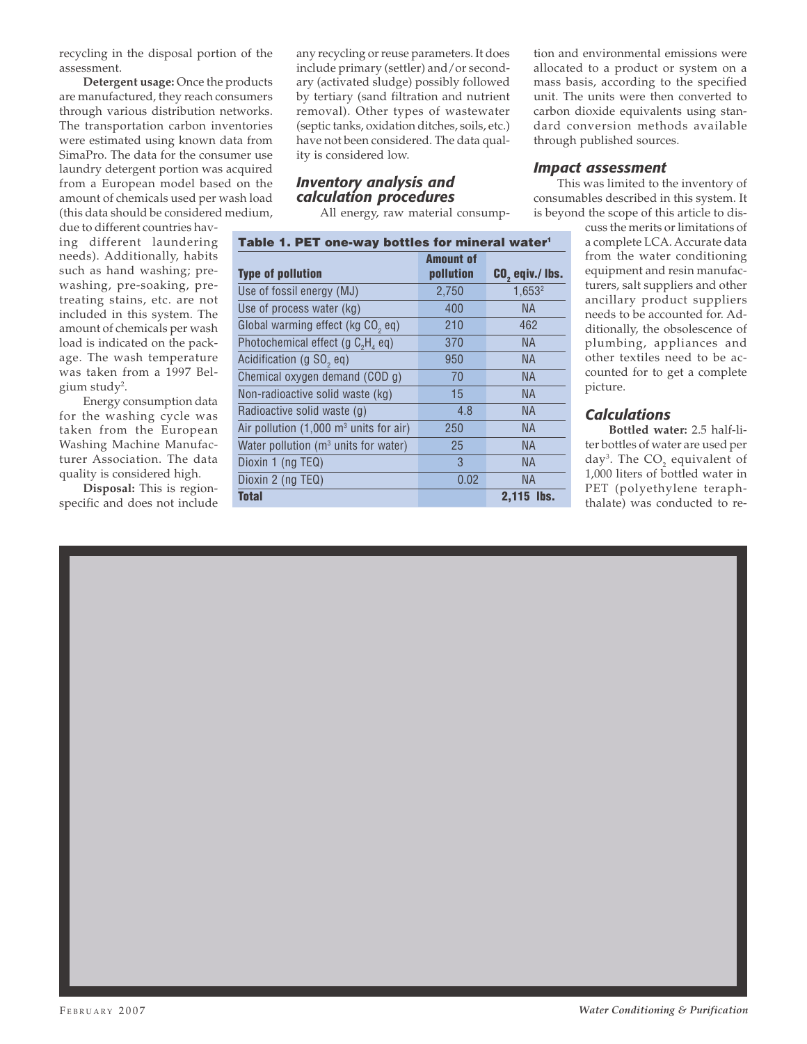recycling in the disposal portion of the assessment.

**Detergent usage:** Once the products are manufactured, they reach consumers through various distribution networks. The transportation carbon inventories were estimated using known data from SimaPro. The data for the consumer use laundry detergent portion was acquired from a European model based on the amount of chemicals used per wash load (this data should be considered medium, due to different countries having different laundering needs). Additionally, habits such as hand washing; pre-washing, pre-soaking, pre-treating stains, etc. are not included in this system. The amount of chemicals per wash load is indicated on the package. The wash temperature was taken from a 1997 Belgium study[2].

Energy consumption data for the washing cycle was taken from the European Washing Machine Manufacturer Association. The data quality is considered high.

**Disposal:** This is region-specific and does not include any recycling or reuse parameters. It does include primary (settler) and/or secondary (activated sludge) possibly followed by tertiary (sand filtration and nutrient removal). Other types of wastewater (septic tanks, oxidation ditches, soils, etc.) have not been considered. The data quality is considered low.

### *Inventory analysis and calculation procedures*

All energy, raw material consumption and environmental emissions were allocated to a product or system on a mass basis, according to the specified unit. The units were then converted to carbon dioxide equivalents using standard conversion methods available through published sources.

**Table 1. PET one-way bottles for mineral water[1]**

| Type of pollution | Amount of pollution | $CO_2$ eqiv./ lbs. |
|---|---|---|
| Use of fossil energy (MJ) | 2,750 | 1,653[2] |
| Use of process water (kg) | 400 | NA |
| Global warming effect (kg $CO_2$ eq) | 210 | 462 |
| Photochemical effect (g $C_2H_4$ eq) | 370 | NA |
| Acidification (g $SO_2$ eq) | 950 | NA |
| Chemical oxygen demand (COD g) | 70 | NA |
| Non-radioactive solid waste (kg) | 15 | NA |
| Radioactive solid waste (g) | 4.8 | NA |
| Air pollution (1,000 $m^3$ units for air) | 250 | NA |
| Water pollution ($m^3$ units for water) | 25 | NA |
| Dioxin 1 (ng TEQ) | 3 | NA |
| Dioxin 2 (ng TEQ) | 0.02 | NA |
| **Total** | | **2,115 lbs.** |

### *Impact assessment*

This was limited to the inventory of consumables described in this system. It is beyond the scope of this article to discuss the merits or limitations of a complete LCA. Accurate data from the water conditioning equipment and resin manufacturers, salt suppliers and other ancillary product suppliers needs to be accounted for. Additionally, the obsolescence of plumbing, appliances and other textiles need to be accounted for to get a complete picture.

### *Calculations*

**Bottled water:** 2.5 half-liter bottles of water are used per day[3]. The $CO_2$ equivalent of 1,000 liters of bottled water in PET (polyethylene teraphthalate) was conducted to re-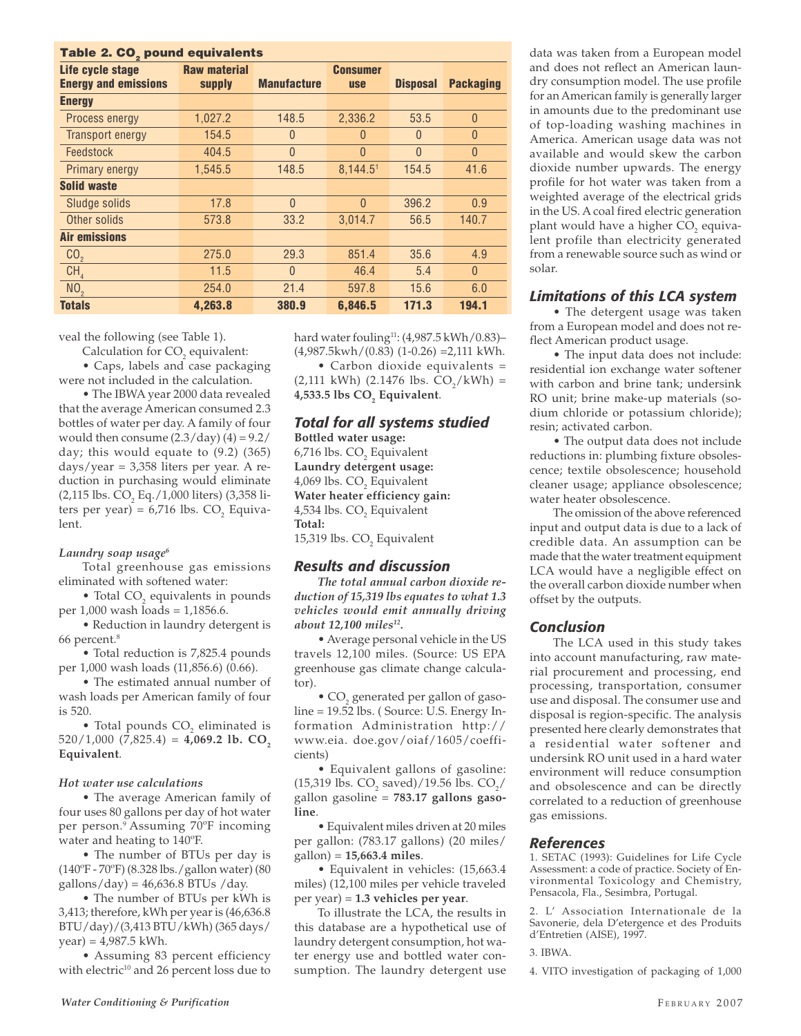**Table 2. $CO_2$ pound equivalents**

| Life cycle stage Energy and emissions | Raw material supply | Manufacture | Consumer use | Disposal | Packaging |
|---|---|---|---|---|---|
| **Energy** | | | | | |
| Process energy | 1,027.2 | 148.5 | 2,336.2 | 53.5 | 0 |
| Transport energy | 154.5 | 0 | 0 | 0 | 0 |
| Feedstock | 404.5 | 0 | 0 | 0 | 0 |
| Primary energy | 1,545.5 | 148.5 | 8,144.5[1] | 154.5 | 41.6 |
| **Solid waste** | | | | | |
| Sludge solids | 17.8 | 0 | 0 | 396.2 | 0.9 |
| Other solids | 573.8 | 33.2 | 3,014.7 | 56.5 | 140.7 |
| **Air emissions** | | | | | |
| $CO_2$ | 275.0 | 29.3 | 851.4 | 35.6 | 4.9 |
| $CH_4$ | 11.5 | 0 | 46.4 | 5.4 | 0 |
| $NO_2$ | 254.0 | 21.4 | 597.8 | 15.6 | 6.0 |
| **Totals** | **4,263.8** | **380.9** | **6,846.5** | **171.3** | **194.1** |

veal the following (see Table 1).

Calculation for $CO_2$ equivalent:

• Caps, labels and case packaging were not included in the calculation.

• The IBWA year 2000 data revealed that the average American consumed 2.3 bottles of water per day. A family of four would then consume (2.3/day) (4) = 9.2/day; this would equate to (9.2) (365) days/year = 3,358 liters per year. A reduction in purchasing would eliminate (2,115 lbs. $CO_2$ Eq./1,000 liters) (3,358 liters per year) = 6,716 lbs. $CO_2$ Equivalent.

*Laundry soap usage*[6]

Total greenhouse gas emissions eliminated with softened water:

• Total $CO_2$ equivalents in pounds per 1,000 wash loads = 1,1856.6.

• Reduction in laundry detergent is 66 percent.[8]

• Total reduction is 7,825.4 pounds per 1,000 wash loads (11,856.6) (0.66).

• The estimated annual number of wash loads per American family of four is 520.

• Total pounds $CO_2$ eliminated is 520/1,000 (7,825.4) = **4,069.2 lb. $CO_2$ Equivalent**.

*Hot water use calculations*

• The average American family of four uses 80 gallons per day of hot water per person.[9] Assuming 70ºF incoming water and heating to 140ºF.

• The number of BTUs per day is (140ºF - 70ºF) (8.328 lbs./gallon water) (80 gallons/day) = 46,636.8 BTUs /day.

• The number of BTUs per kWh is 3,413; therefore, kWh per year is (46,636.8 BTU/day)/(3,413 BTU/kWh) (365 days/year) = 4,987.5 kWh.

• Assuming 83 percent efficiency with electric[10] and 26 percent loss due to hard water fouling[11]: (4,987.5 kWh/0.83)–(4,987.5kwh/(0.83) (1-0.26) =2,111 kWh.

• Carbon dioxide equivalents = (2,111 kWh) (2.1476 lbs. $CO_2$/kWh) = **4,533.5 lbs $CO_2$ Equivalent**.

## *Total for all systems studied*

**Bottled water usage:**
6,716 lbs. $CO_2$ Equivalent
**Laundry detergent usage:**
4,069 lbs. $CO_2$ Equivalent
**Water heater efficiency gain:**
4,534 lbs. $CO_2$ Equivalent
**Total:**
15,319 lbs. $CO_2$ Equivalent

## *Results and discussion*

***The total annual carbon dioxide reduction of 15,319 lbs equates to what 1.3 vehicles would emit annually driving about 12,100 miles***[12].

• Average personal vehicle in the US travels 12,100 miles. (Source: US EPA greenhouse gas climate change calculator).

• $CO_2$ generated per gallon of gasoline = 19.52 lbs. ( Source: U.S. Energy Information Administration http://www.eia. doe.gov/oiaf/1605/coefficients)

• Equivalent gallons of gasoline: (15,319 lbs. $CO_2$ saved)/19.56 lbs. $CO_2$/gallon gasoline = **783.17 gallons gasoline**.

• Equivalent miles driven at 20 miles per gallon: (783.17 gallons) (20 miles/gallon) = **15,663.4 miles**.

• Equivalent in vehicles: (15,663.4 miles) (12,100 miles per vehicle traveled per year) = **1.3 vehicles per year**.

To illustrate the LCA, the results in this database are a hypothetical use of laundry detergent consumption, hot water energy use and bottled water consumption. The laundry detergent use data was taken from a European model and does not reflect an American laundry consumption model. The use profile for an American family is generally larger in amounts due to the predominant use of top-loading washing machines in America. American usage data was not available and would skew the carbon dioxide number upwards. The energy profile for hot water was taken from a weighted average of the electrical grids in the US. A coal fired electric generation plant would have a higher $CO_2$ equivalent profile than electricity generated from a renewable source such as wind or solar.

## *Limitations of this LCA system*

• The detergent usage was taken from a European model and does not reflect American product usage.

• The input data does not include: residential ion exchange water softener with carbon and brine tank; undersink RO unit; brine make-up materials (sodium chloride or potassium chloride); resin; activated carbon.

• The output data does not include reductions in: plumbing fixture obsolescence; textile obsolescence; household cleaner usage; appliance obsolescence; water heater obsolescence.

The omission of the above referenced input and output data is due to a lack of credible data. An assumption can be made that the water treatment equipment LCA would have a negligible effect on the overall carbon dioxide number when offset by the outputs.

## *Conclusion*

The LCA used in this study takes into account manufacturing, raw material procurement and processing, end processing, transportation, consumer use and disposal. The consumer use and disposal is region-specific. The analysis presented here clearly demonstrates that a residential water softener and undersink RO unit used in a hard water environment will reduce consumption and obsolescence and can be directly correlated to a reduction of greenhouse gas emissions.

## *References*

1. SETAC (1993): Guidelines for Life Cycle Assessment: a code of practice. Society of Environmental Toxicology and Chemistry, Pensacola, Fla., Sesimbra, Portugal.

2. L' Association Internationale de la Savonerie, dela D'etergence et des Produits d'Entretien (AISE), 1997.

3. IBWA.

4. VITO investigation of packaging of 1,000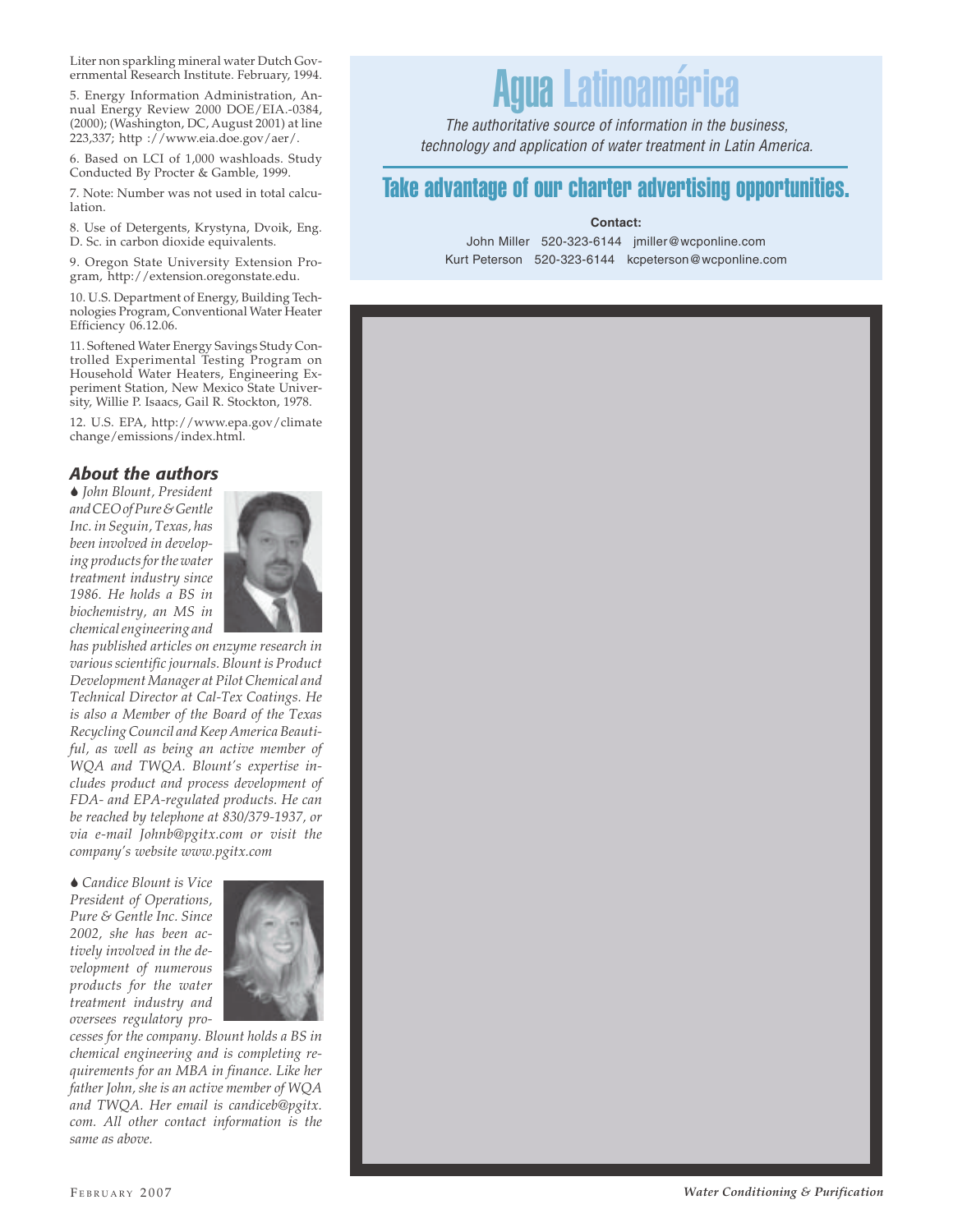Liter non sparkling mineral water Dutch Governmental Research Institute. February, 1994.

5. Energy Information Administration, Annual Energy Review 2000 DOE/EIA.-0384, (2000); (Washington, DC, August 2001) at line 223,337; http ://www.eia.doe.gov/aer/.

6. Based on LCI of 1,000 washloads. Study Conducted By Procter & Gamble, 1999.

7. Note: Number was not used in total calculation.

8. Use of Detergents, Krystyna, Dvoik, Eng. D. Sc. in carbon dioxide equivalents.

9. Oregon State University Extension Program, http://extension.oregonstate.edu.

10. U.S. Department of Energy, Building Technologies Program, Conventional Water Heater Efficiency 06.12.06.

11. Softened Water Energy Savings Study Controlled Experimental Testing Program on Household Water Heaters, Engineering Experiment Station, New Mexico State University, Willie P. Isaacs, Gail R. Stockton, 1978.

12. U.S. EPA, http://www.epa.gov/climate change/emissions/index.html.

## About the authors

*John Blount, President and CEO of Pure & Gentle Inc. in Seguin, Texas, has been involved in developing products for the water treatment industry since 1986. He holds a BS in biochemistry, an MS in chemical engineering and has published articles on enzyme research in various scientific journals. Blount is Product Development Manager at Pilot Chemical and Technical Director at Cal-Tex Coatings. He is also a Member of the Board of the Texas Recycling Council and Keep America Beautiful, as well as being an active member of WQA and TWQA. Blount's expertise includes product and process development of FDA- and EPA-regulated products. He can be reached by telephone at 830/379-1937, or via e-mail Johnb@pgitx.com or visit the company's website www.pgitx.com*

*Candice Blount is Vice President of Operations, Pure & Gentle Inc. Since 2002, she has been actively involved in the development of numerous products for the water treatment industry and oversees regulatory processes for the company. Blount holds a BS in chemical engineering and is completing requirements for an MBA in finance. Like her father John, she is an active member of WQA and TWQA. Her email is candiceb@pgitx.com. All other contact information is the same as above.*

# Agua Latinoamérica

*The authoritative source of information in the business, technology and application of water treatment in Latin America.*

## Take advantage of our charter advertising opportunities.

**Contact:**

John Miller 520-323-6144 jmiller@wcponline.com

Kurt Peterson 520-323-6144 kcpeterson@wcponline.com